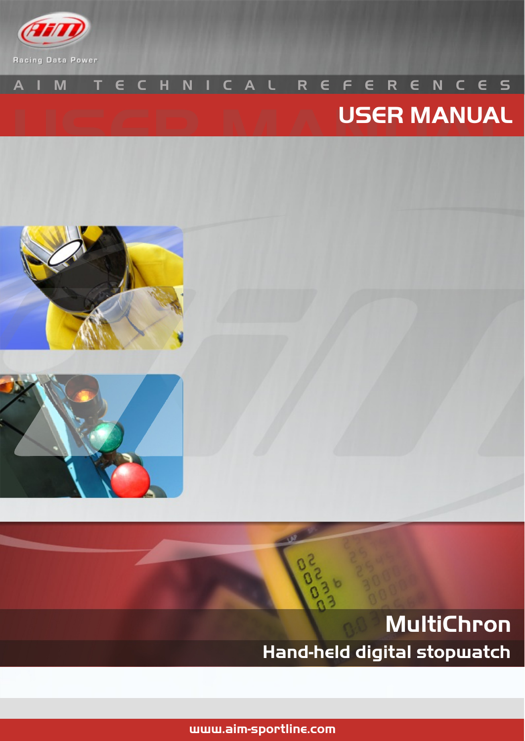Racing Data Power

AIM TECHNICAL REFERENCES

# USER MANUAL

# MultiChron

## Hand-held digital stopwatch

www.aim-sportline.com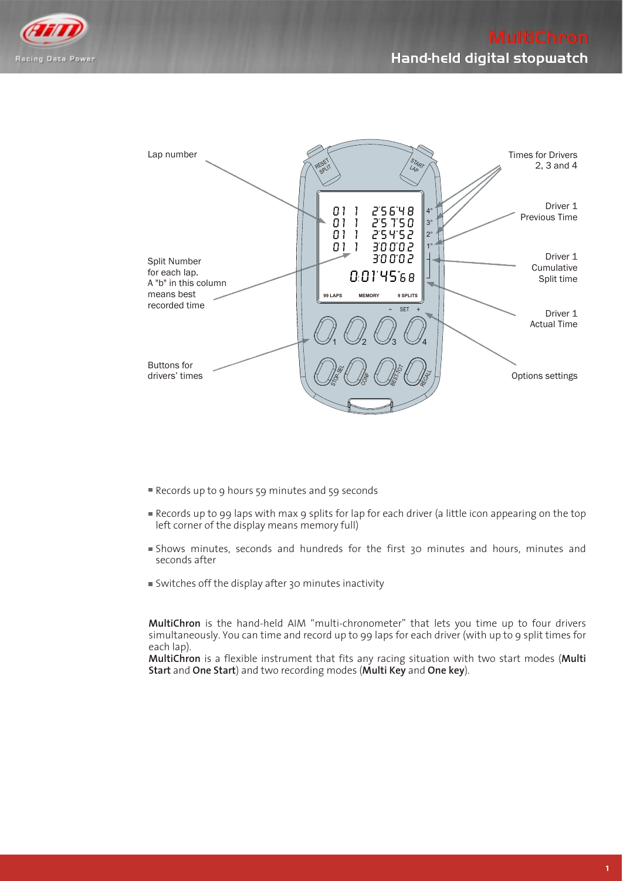- Records up to 9 hours 59 minutes and 59 seconds
- Records up to 99 laps with max 9 splits for lap for each driver (a little icon appearing on the top left corner of the display means memory full)
- Shows minutes, seconds and hundreds for the first 30 minutes and hours, minutes and seconds after
- Switches off the display after 30 minutes inactivity

**MultiChron** is the hand-held AIM "multi-chronometer" that lets you time up to four drivers simultaneously. You can time and record up to 99 laps for each driver (with up to 9 split times for each lap).
**MultiChron** is a flexible instrument that fits any racing situation with two start modes (**Multi Start** and **One Start**) and two recording modes (**Multi Key** and **One key**).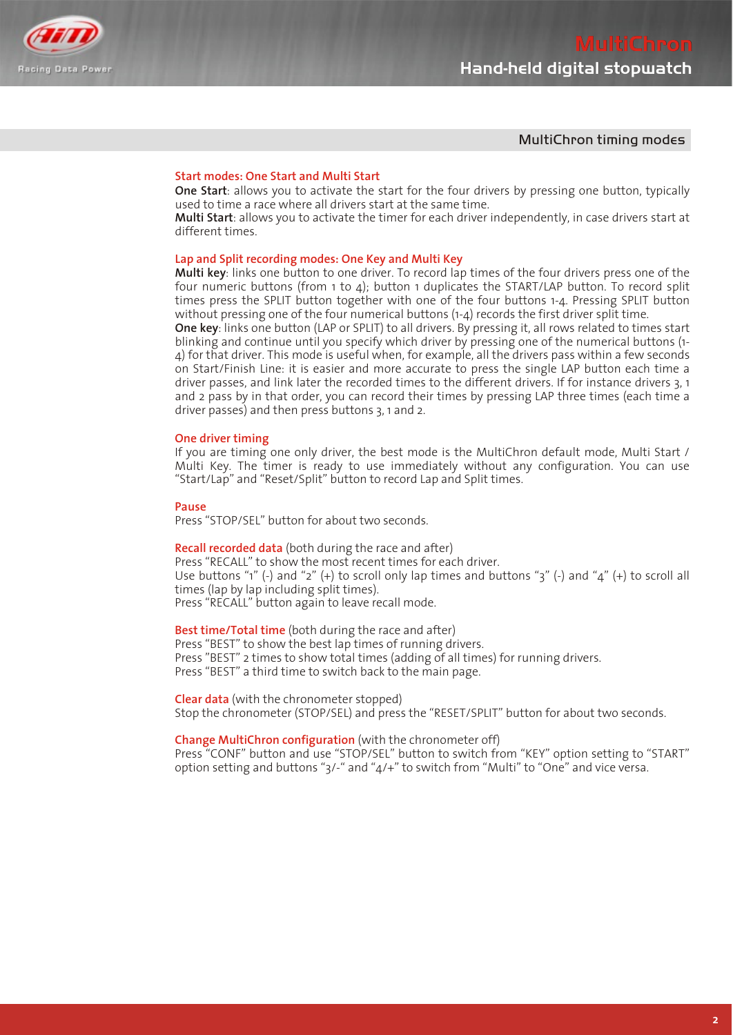## MultiChron timing modes

### Start modes: One Start and Multi Start

**One Start**: allows you to activate the start for the four drivers by pressing one button, typically used to time a race where all drivers start at the same time.
**Multi Start**: allows you to activate the timer for each driver independently, in case drivers start at different times.

### Lap and Split recording modes: One Key and Multi Key

**Multi key**: links one button to one driver. To record lap times of the four drivers press one of the four numeric buttons (from 1 to 4); button 1 duplicates the START/LAP button. To record split times press the SPLIT button together with one of the four buttons 1-4. Pressing SPLIT button without pressing one of the four numerical buttons (1-4) records the first driver split time.
**One key**: links one button (LAP or SPLIT) to all drivers. By pressing it, all rows related to times start blinking and continue until you specify which driver by pressing one of the numerical buttons (1-4) for that driver. This mode is useful when, for example, all the drivers pass within a few seconds on Start/Finish Line: it is easier and more accurate to press the single LAP button each time a driver passes, and link later the recorded times to the different drivers. If for instance drivers 3, 1 and 2 pass by in that order, you can record their times by pressing LAP three times (each time a driver passes) and then press buttons 3, 1 and 2.

### One driver timing

If you are timing one only driver, the best mode is the MultiChron default mode, Multi Start / Multi Key. The timer is ready to use immediately without any configuration. You can use "Start/Lap" and "Reset/Split" button to record Lap and Split times.

### Pause

Press "STOP/SEL" button for about two seconds.

### Recall recorded data (both during the race and after)

Press "RECALL" to show the most recent times for each driver.
Use buttons "1" (-) and "2" (+) to scroll only lap times and buttons "3" (-) and "4" (+) to scroll all times (lap by lap including split times).
Press "RECALL" button again to leave recall mode.

### Best time/Total time (both during the race and after)

Press "BEST" to show the best lap times of running drivers.
Press "BEST" 2 times to show total times (adding of all times) for running drivers.
Press "BEST" a third time to switch back to the main page.

### Clear data (with the chronometer stopped)

Stop the chronometer (STOP/SEL) and press the "RESET/SPLIT" button for about two seconds.

### Change MultiChron configuration (with the chronometer off)

Press "CONF" button and use "STOP/SEL" button to switch from "KEY" option setting to "START" option setting and buttons "3/-" and "4/+" to switch from "Multi" to "One" and vice versa.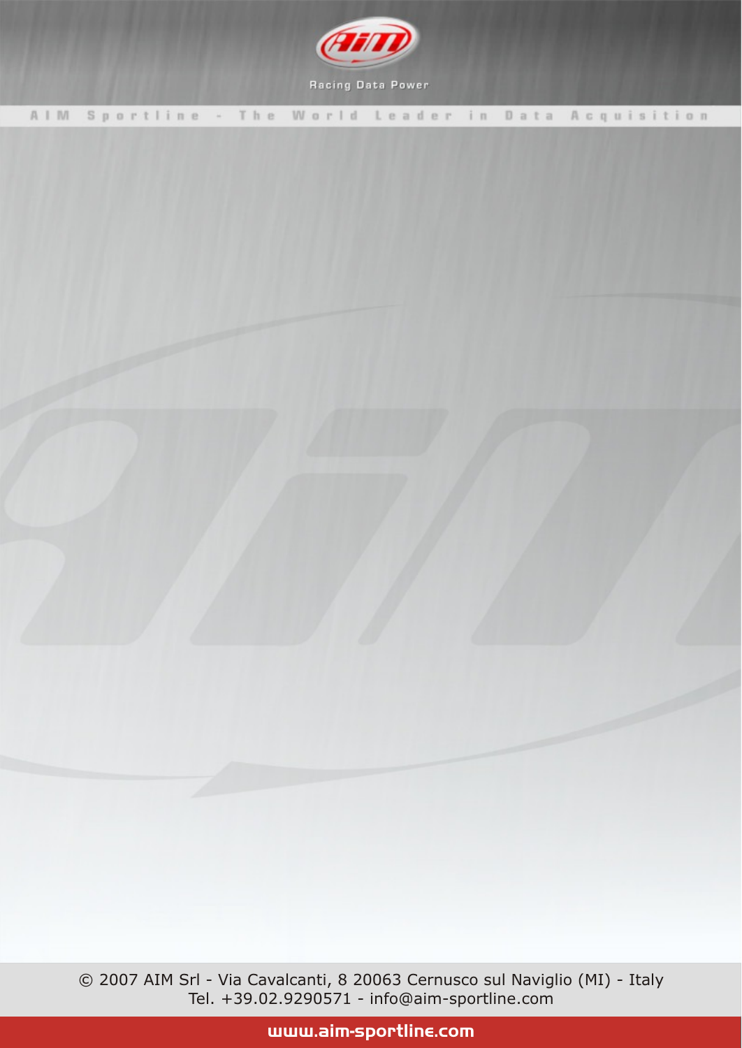Racing Data Power

AIM Sportline - The World Leader in Data Acquisition

© 2007 AIM Srl - Via Cavalcanti, 8 20063 Cernusco sul Naviglio (MI) - Italy
Tel. +39.02.9290571 - info@aim-sportline.com

www.aim-sportline.com